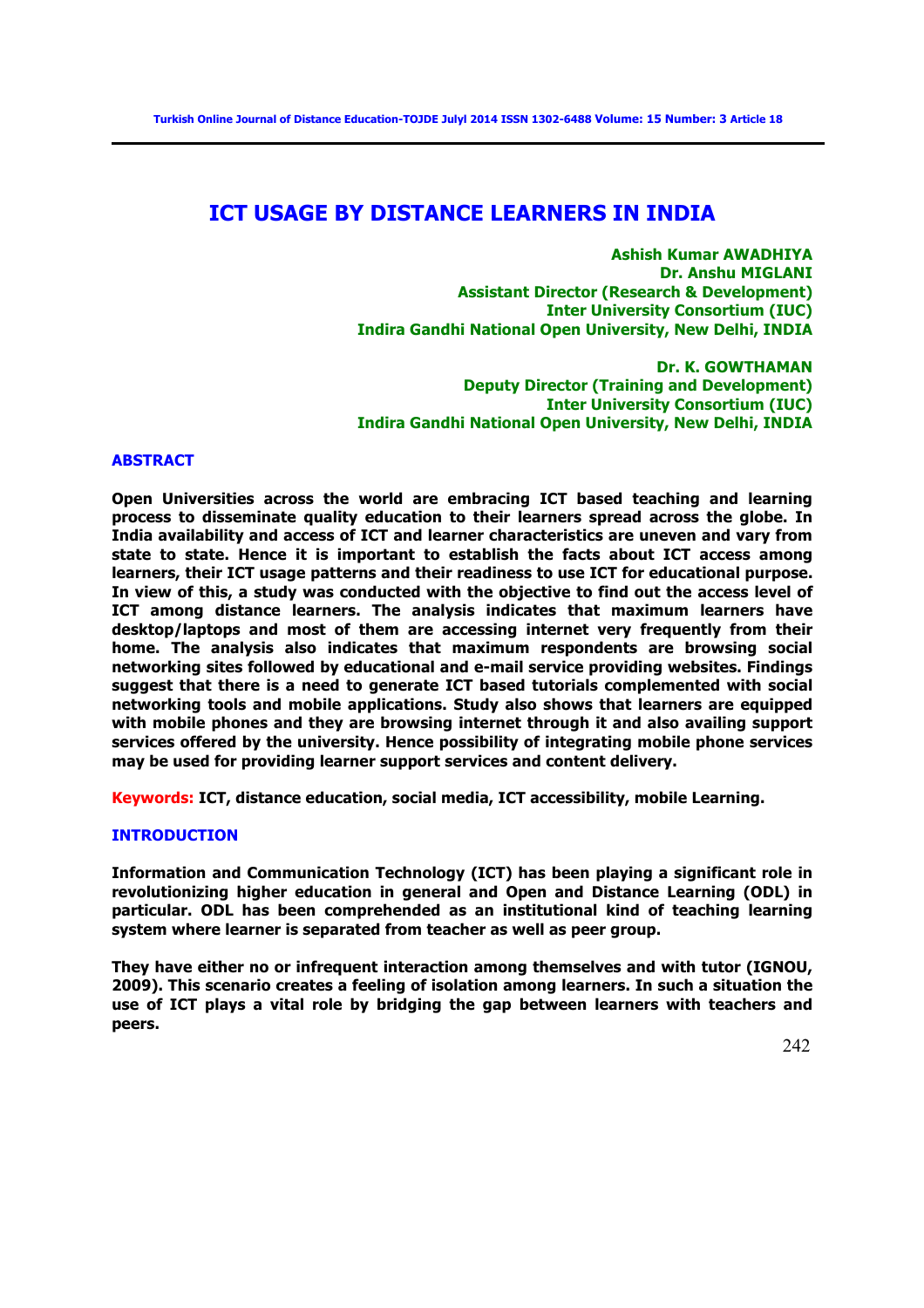# ICT USAGE BY DISTANCE LEARNERS IN INDIA

**Ashish Kumar AWADHIYA**
**Dr. Anshu MIGLANI**
**Assistant Director (Research & Development)**
**Inter University Consortium (IUC)**
**Indira Gandhi National Open University, New Delhi, INDIA**

**Dr. K. GOWTHAMAN**
**Deputy Director (Training and Development)**
**Inter University Consortium (IUC)**
**Indira Gandhi National Open University, New Delhi, INDIA**

## ABSTRACT

**Open Universities across the world are embracing ICT based teaching and learning process to disseminate quality education to their learners spread across the globe. In India availability and access of ICT and learner characteristics are uneven and vary from state to state. Hence it is important to establish the facts about ICT access among learners, their ICT usage patterns and their readiness to use ICT for educational purpose. In view of this, a study was conducted with the objective to find out the access level of ICT among distance learners. The analysis indicates that maximum learners have desktop/laptops and most of them are accessing internet very frequently from their home. The analysis also indicates that maximum respondents are browsing social networking sites followed by educational and e-mail service providing websites. Findings suggest that there is a need to generate ICT based tutorials complemented with social networking tools and mobile applications. Study also shows that learners are equipped with mobile phones and they are browsing internet through it and also availing support services offered by the university. Hence possibility of integrating mobile phone services may be used for providing learner support services and content delivery.**

**Keywords:** **ICT, distance education, social media, ICT accessibility, mobile Learning.**

## INTRODUCTION

**Information and Communication Technology (ICT) has been playing a significant role in revolutionizing higher education in general and Open and Distance Learning (ODL) in particular. ODL has been comprehended as an institutional kind of teaching learning system where learner is separated from teacher as well as peer group.**

**They have either no or infrequent interaction among themselves and with tutor (IGNOU, 2009). This scenario creates a feeling of isolation among learners. In such a situation the use of ICT plays a vital role by bridging the gap between learners with teachers and peers.**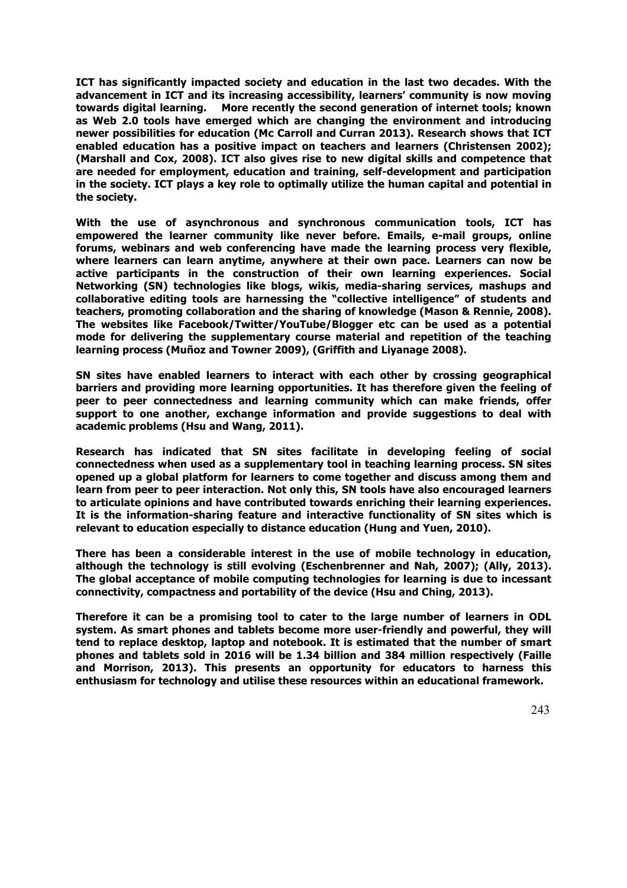**ICT has significantly impacted society and education in the last two decades. With the advancement in ICT and its increasing accessibility, learners' community is now moving towards digital learning. More recently the second generation of internet tools; known as Web 2.0 tools have emerged which are changing the environment and introducing newer possibilities for education (Mc Carroll and Curran 2013). Research shows that ICT enabled education has a positive impact on teachers and learners (Christensen 2002); (Marshall and Cox, 2008). ICT also gives rise to new digital skills and competence that are needed for employment, education and training, self-development and participation in the society. ICT plays a key role to optimally utilize the human capital and potential in the society.**

**With the use of asynchronous and synchronous communication tools, ICT has empowered the learner community like never before. Emails, e-mail groups, online forums, webinars and web conferencing have made the learning process very flexible, where learners can learn anytime, anywhere at their own pace. Learners can now be active participants in the construction of their own learning experiences. Social Networking (SN) technologies like blogs, wikis, media-sharing services, mashups and collaborative editing tools are harnessing the "collective intelligence" of students and teachers, promoting collaboration and the sharing of knowledge (Mason & Rennie, 2008). The websites like Facebook/Twitter/YouTube/Blogger etc can be used as a potential mode for delivering the supplementary course material and repetition of the teaching learning process (Muñoz and Towner 2009), (Griffith and Liyanage 2008).**

**SN sites have enabled learners to interact with each other by crossing geographical barriers and providing more learning opportunities. It has therefore given the feeling of peer to peer connectedness and learning community which can make friends, offer support to one another, exchange information and provide suggestions to deal with academic problems (Hsu and Wang, 2011).**

**Research has indicated that SN sites facilitate in developing feeling of social connectedness when used as a supplementary tool in teaching learning process. SN sites opened up a global platform for learners to come together and discuss among them and learn from peer to peer interaction. Not only this, SN tools have also encouraged learners to articulate opinions and have contributed towards enriching their learning experiences. It is the information-sharing feature and interactive functionality of SN sites which is relevant to education especially to distance education (Hung and Yuen, 2010).**

**There has been a considerable interest in the use of mobile technology in education, although the technology is still evolving (Eschenbrenner and Nah, 2007); (Ally, 2013). The global acceptance of mobile computing technologies for learning is due to incessant connectivity, compactness and portability of the device (Hsu and Ching, 2013).**

**Therefore it can be a promising tool to cater to the large number of learners in ODL system. As smart phones and tablets become more user-friendly and powerful, they will tend to replace desktop, laptop and notebook. It is estimated that the number of smart phones and tablets sold in 2016 will be 1.34 billion and 384 million respectively (Faille and Morrison, 2013). This presents an opportunity for educators to harness this enthusiasm for technology and utilise these resources within an educational framework.**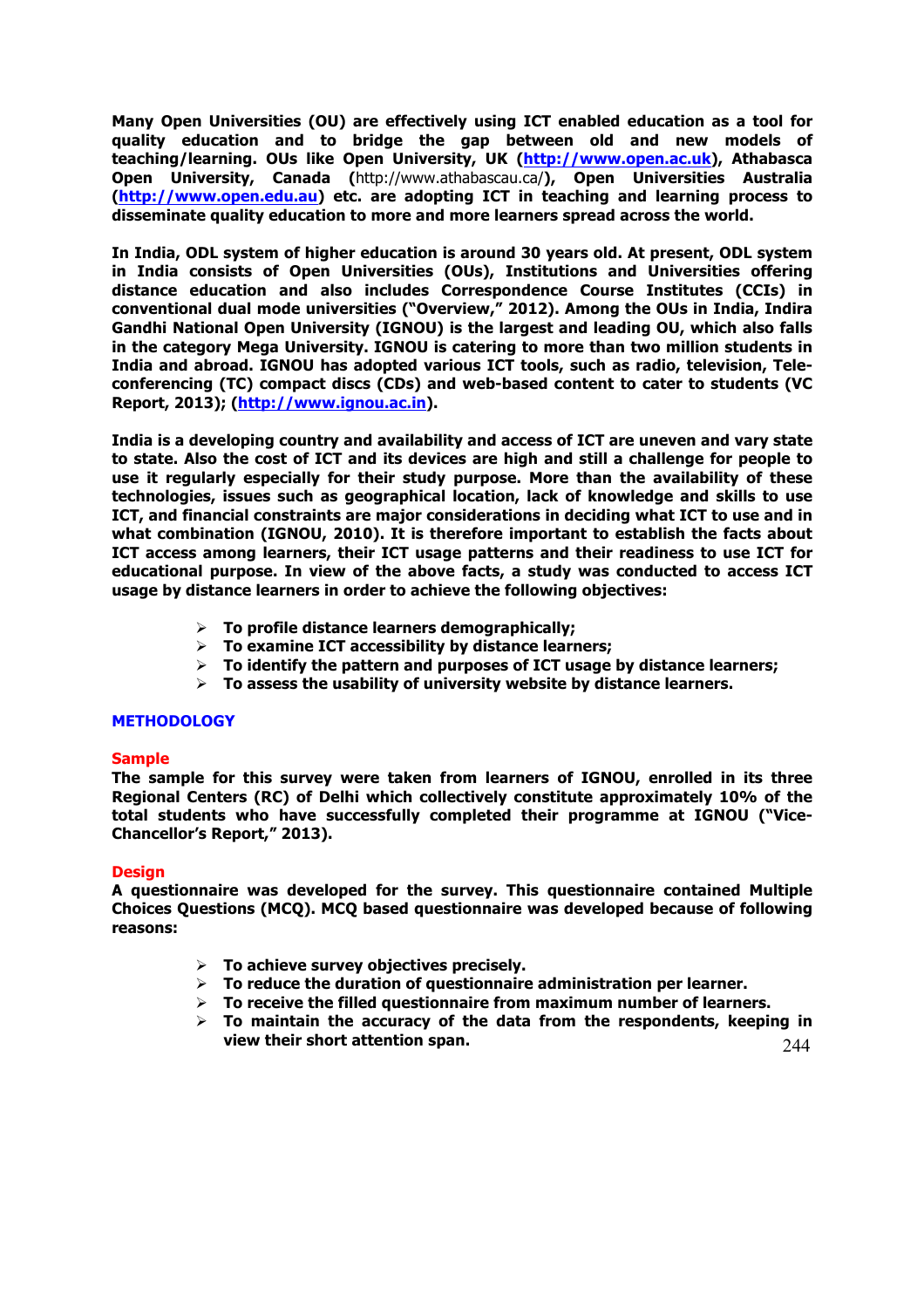**Many Open Universities (OU) are effectively using ICT enabled education as a tool for quality education and to bridge the gap between old and new models of teaching/learning. OUs like Open University, UK ([http://www.open.ac.uk](http://www.open.ac.uk)), Athabasca Open University, Canada (**http://www.athabascau.ca/**), Open Universities Australia ([http://www.open.edu.au](http://www.open.edu.au)) etc. are adopting ICT in teaching and learning process to disseminate quality education to more and more learners spread across the world.**

**In India, ODL system of higher education is around 30 years old. At present, ODL system in India consists of Open Universities (OUs), Institutions and Universities offering distance education and also includes Correspondence Course Institutes (CCIs) in conventional dual mode universities ("Overview," 2012). Among the OUs in India, Indira Gandhi National Open University (IGNOU) is the largest and leading OU, which also falls in the category Mega University. IGNOU is catering to more than two million students in India and abroad. IGNOU has adopted various ICT tools, such as radio, television, Tele-conferencing (TC) compact discs (CDs) and web-based content to cater to students (VC Report, 2013); ([http://www.ignou.ac.in](http://www.ignou.ac.in)).**

**India is a developing country and availability and access of ICT are uneven and vary state to state. Also the cost of ICT and its devices are high and still a challenge for people to use it regularly especially for their study purpose. More than the availability of these technologies, issues such as geographical location, lack of knowledge and skills to use ICT, and financial constraints are major considerations in deciding what ICT to use and in what combination (IGNOU, 2010). It is therefore important to establish the facts about ICT access among learners, their ICT usage patterns and their readiness to use ICT for educational purpose. In view of the above facts, a study was conducted to access ICT usage by distance learners in order to achieve the following objectives:**

- **To profile distance learners demographically;**
- **To examine ICT accessibility by distance learners;**
- **To identify the pattern and purposes of ICT usage by distance learners;**
- **To assess the usability of university website by distance learners.**

## METHODOLOGY

### Sample

**The sample for this survey were taken from learners of IGNOU, enrolled in its three Regional Centers (RC) of Delhi which collectively constitute approximately 10% of the total students who have successfully completed their programme at IGNOU ("Vice-Chancellor's Report," 2013).**

### Design

**A questionnaire was developed for the survey. This questionnaire contained Multiple Choices Questions (MCQ). MCQ based questionnaire was developed because of following reasons:**

- **To achieve survey objectives precisely.**
- **To reduce the duration of questionnaire administration per learner.**
- **To receive the filled questionnaire from maximum number of learners.**
- **To maintain the accuracy of the data from the respondents, keeping in view their short attention span.**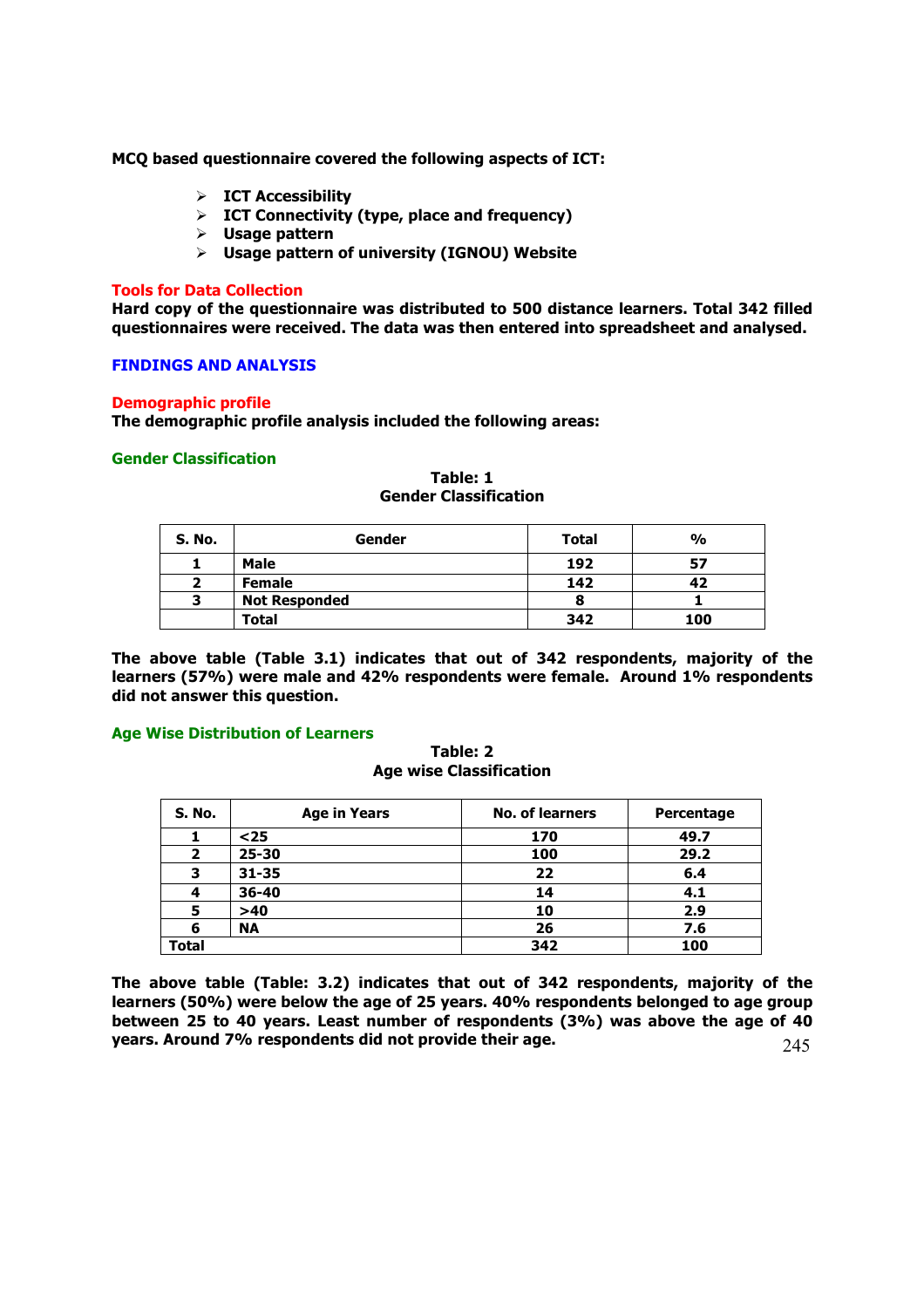**MCQ based questionnaire covered the following aspects of ICT:**

- **ICT Accessibility**
- **ICT Connectivity (type, place and frequency)**
- **Usage pattern**
- **Usage pattern of university (IGNOU) Website**

### Tools for Data Collection

**Hard copy of the questionnaire was distributed to 500 distance learners. Total 342 filled questionnaires were received. The data was then entered into spreadsheet and analysed.**

## FINDINGS AND ANALYSIS

### Demographic profile

**The demographic profile analysis included the following areas:**

#### Gender Classification

**Table: 1**
**Gender Classification**

| S. No. | Gender | Total | % |
|---|---|---|---|
| 1 | Male | 192 | 57 |
| 2 | Female | 142 | 42 |
| 3 | Not Responded | 8 | 1 |
| | Total | 342 | 100 |

**The above table (Table 3.1) indicates that out of 342 respondents, majority of the learners (57%) were male and 42% respondents were female. Around 1% respondents did not answer this question.**

#### Age Wise Distribution of Learners

**Table: 2**
**Age wise Classification**

| S. No. | Age in Years | No. of learners | Percentage |
|---|---|---|---|
| 1 | <25 | 170 | 49.7 |
| 2 | 25-30 | 100 | 29.2 |
| 3 | 31-35 | 22 | 6.4 |
| 4 | 36-40 | 14 | 4.1 |
| 5 | >40 | 10 | 2.9 |
| 6 | NA | 26 | 7.6 |
| Total | | 342 | 100 |

**The above table (Table: 3.2) indicates that out of 342 respondents, majority of the learners (50%) were below the age of 25 years. 40% respondents belonged to age group between 25 to 40 years. Least number of respondents (3%) was above the age of 40 years. Around 7% respondents did not provide their age.**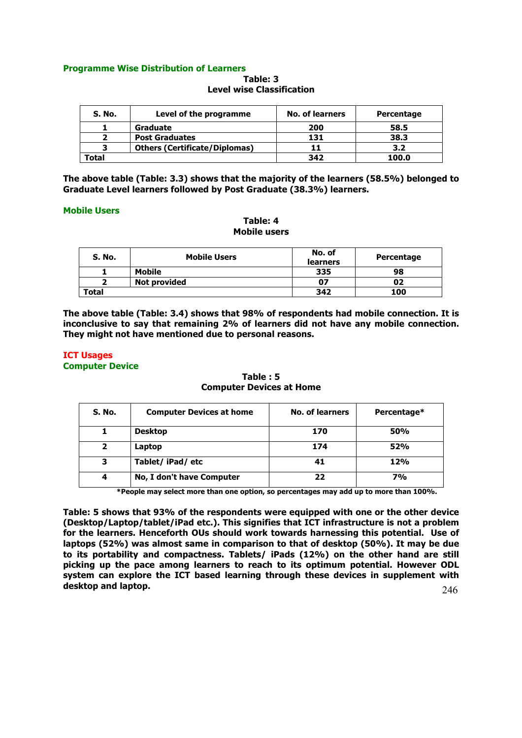### Programme Wise Distribution of Learners

**Table: 3**
**Level wise Classification**

| S. No. | Level of the programme | No. of learners | Percentage |
|---|---|---|---|
| 1 | Graduate | 200 | 58.5 |
| 2 | Post Graduates | 131 | 38.3 |
| 3 | Others (Certificate/Diplomas) | 11 | 3.2 |
| Total | | 342 | 100.0 |

**The above table (Table: 3.3) shows that the majority of the learners (58.5%) belonged to Graduate Level learners followed by Post Graduate (38.3%) learners.**

### Mobile Users

**Table: 4**
**Mobile users**

| S. No. | Mobile Users | No. of learners | Percentage |
|---|---|---|---|
| 1 | Mobile | 335 | 98 |
| 2 | Not provided | 07 | 02 |
| Total | | 342 | 100 |

**The above table (Table: 3.4) shows that 98% of respondents had mobile connection. It is inconclusive to say that remaining 2% of learners did not have any mobile connection. They might not have mentioned due to personal reasons.**

## ICT Usages

### Computer Device

**Table : 5**
**Computer Devices at Home**

| S. No. | Computer Devices at home | No. of learners | Percentage* |
|---|---|---|---|
| 1 | Desktop | 170 | 50% |
| 2 | Laptop | 174 | 52% |
| 3 | Tablet/ iPad/ etc | 41 | 12% |
| 4 | No, I don't have Computer | 22 | 7% |

***People may select more than one option, so percentages may add up to more than 100%.**

**Table: 5 shows that 93% of the respondents were equipped with one or the other device (Desktop/Laptop/tablet/iPad etc.). This signifies that ICT infrastructure is not a problem for the learners. Henceforth OUs should work towards harnessing this potential. Use of laptops (52%) was almost same in comparison to that of desktop (50%). It may be due to its portability and compactness. Tablets/ iPads (12%) on the other hand are still picking up the pace among learners to reach to its optimum potential. However ODL system can explore the ICT based learning through these devices in supplement with desktop and laptop.**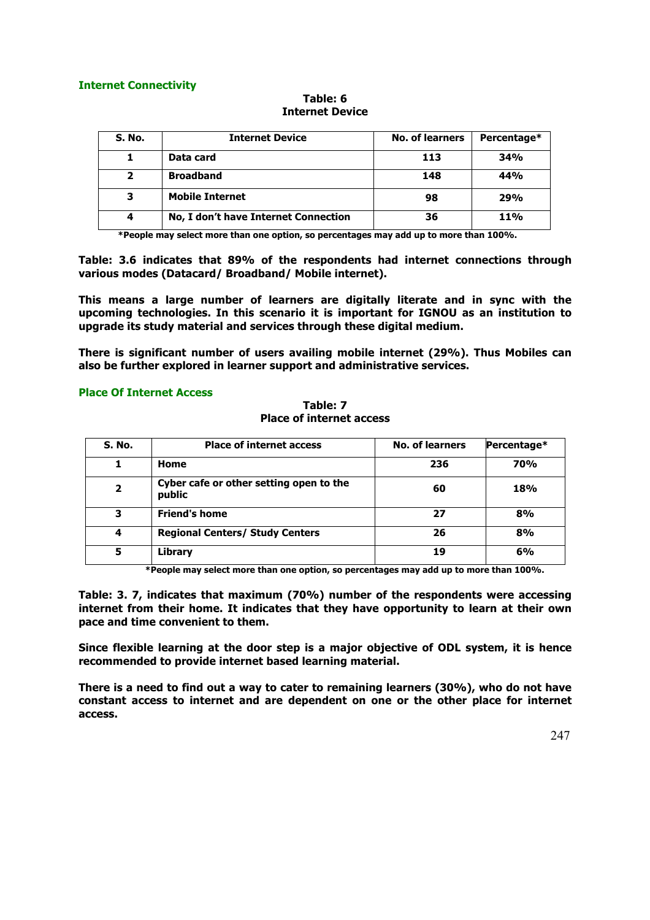## Internet Connectivity

**Table: 6**
**Internet Device**

| S. No. | Internet Device | No. of learners | Percentage* |
|---|---|---|---|
| 1 | Data card | 113 | 34% |
| 2 | Broadband | 148 | 44% |
| 3 | Mobile Internet | 98 | 29% |
| 4 | No, I don't have Internet Connection | 36 | 11% |

***People may select more than one option, so percentages may add up to more than 100%.**

**Table: 3.6 indicates that 89% of the respondents had internet connections through various modes (Datacard/ Broadband/ Mobile internet).**

**This means a large number of learners are digitally literate and in sync with the upcoming technologies. In this scenario it is important for IGNOU as an institution to upgrade its study material and services through these digital medium.**

**There is significant number of users availing mobile internet (29%). Thus Mobiles can also be further explored in learner support and administrative services.**

## Place Of Internet Access

**Table: 7**
**Place of internet access**

| S. No. | Place of internet access | No. of learners | Percentage* |
|---|---|---|---|
| 1 | Home | 236 | 70% |
| 2 | Cyber cafe or other setting open to the public | 60 | 18% |
| 3 | Friend's home | 27 | 8% |
| 4 | Regional Centers/ Study Centers | 26 | 8% |
| 5 | Library | 19 | 6% |

***People may select more than one option, so percentages may add up to more than 100%.**

**Table: 3. 7, indicates that maximum (70%) number of the respondents were accessing internet from their home. It indicates that they have opportunity to learn at their own pace and time convenient to them.**

**Since flexible learning at the door step is a major objective of ODL system, it is hence recommended to provide internet based learning material.**

**There is a need to find out a way to cater to remaining learners (30%), who do not have constant access to internet and are dependent on one or the other place for internet access.**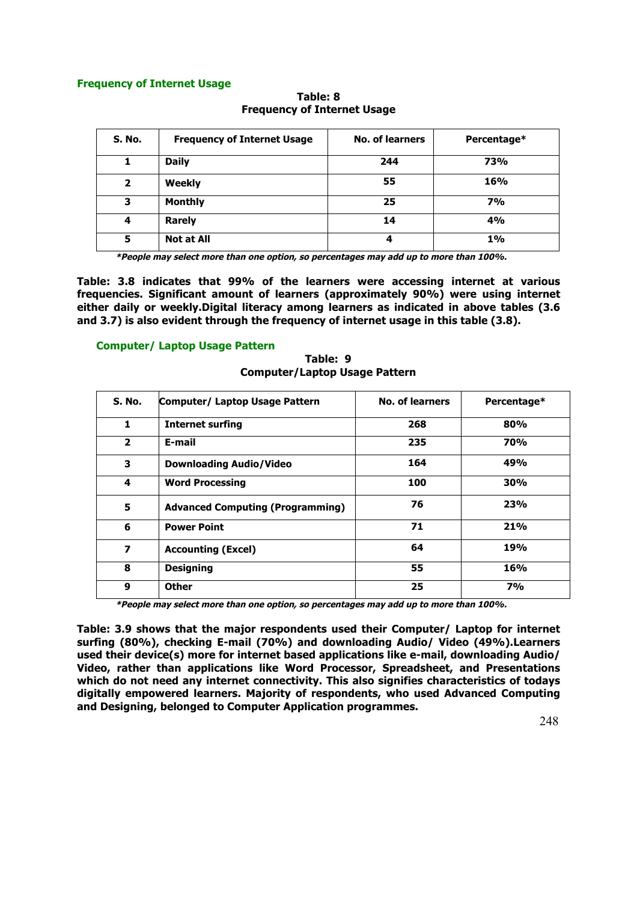### Frequency of Internet Usage

**Table: 8**
**Frequency of Internet Usage**

| S. No. | Frequency of Internet Usage | No. of learners | Percentage* |
|---|---|---|---|
| 1 | Daily | 244 | 73% |
| 2 | Weekly | 55 | 16% |
| 3 | Monthly | 25 | 7% |
| 4 | Rarely | 14 | 4% |
| 5 | Not at All | 4 | 1% |

***People may select more than one option, so percentages may add up to more than 100%.**

**Table: 3.8 indicates that 99% of the learners were accessing internet at various frequencies. Significant amount of learners (approximately 90%) were using internet either daily or weekly.Digital literacy among learners as indicated in above tables (3.6 and 3.7) is also evident through the frequency of internet usage in this table (3.8).**

### Computer/ Laptop Usage Pattern

**Table: 9**
**Computer/Laptop Usage Pattern**

| S. No. | Computer/ Laptop Usage Pattern | No. of learners | Percentage* |
|---|---|---|---|
| 1 | Internet surfing | 268 | 80% |
| 2 | E-mail | 235 | 70% |
| 3 | Downloading Audio/Video | 164 | 49% |
| 4 | Word Processing | 100 | 30% |
| 5 | Advanced Computing (Programming) | 76 | 23% |
| 6 | Power Point | 71 | 21% |
| 7 | Accounting (Excel) | 64 | 19% |
| 8 | Designing | 55 | 16% |
| 9 | Other | 25 | 7% |

***People may select more than one option, so percentages may add up to more than 100%.**

**Table: 3.9 shows that the major respondents used their Computer/ Laptop for internet surfing (80%), checking E-mail (70%) and downloading Audio/ Video (49%).Learners used their device(s) more for internet based applications like e-mail, downloading Audio/ Video, rather than applications like Word Processor, Spreadsheet, and Presentations which do not need any internet connectivity. This also signifies characteristics of todays digitally empowered learners. Majority of respondents, who used Advanced Computing and Designing, belonged to Computer Application programmes.**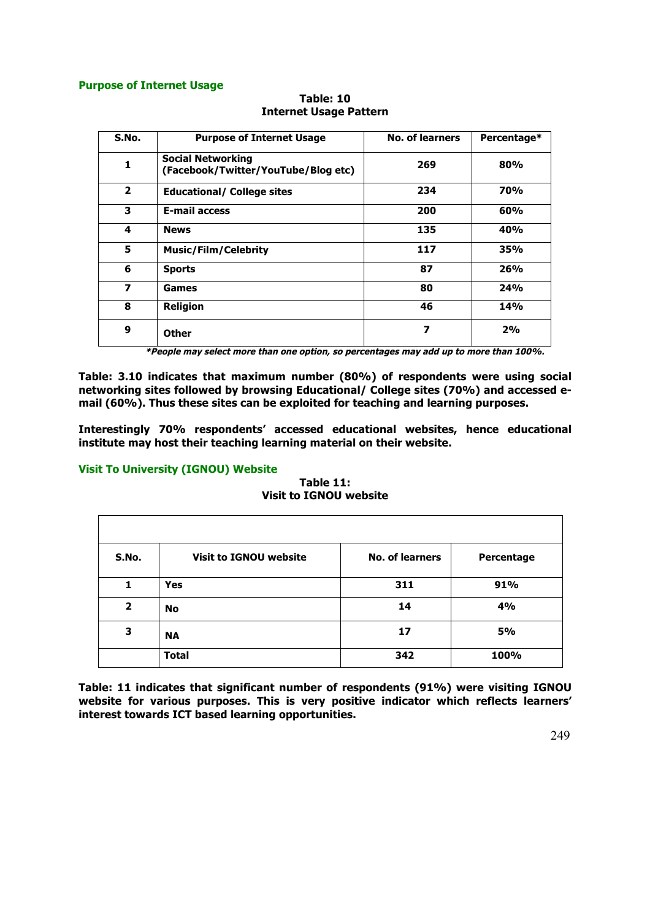### Purpose of Internet Usage

**Table: 10**
**Internet Usage Pattern**

| S.No. | Purpose of Internet Usage | No. of learners | Percentage* |
|---|---|---|---|
| 1 | Social Networking (Facebook/Twitter/YouTube/Blog etc) | 269 | 80% |
| 2 | Educational/ College sites | 234 | 70% |
| 3 | E-mail access | 200 | 60% |
| 4 | News | 135 | 40% |
| 5 | Music/Film/Celebrity | 117 | 35% |
| 6 | Sports | 87 | 26% |
| 7 | Games | 80 | 24% |
| 8 | Religion | 46 | 14% |
| 9 | Other | 7 | 2% |

****People may select more than one option, so percentages may add up to more than 100%.***

**Table: 3.10 indicates that maximum number (80%) of respondents were using social networking sites followed by browsing Educational/ College sites (70%) and accessed e-mail (60%). Thus these sites can be exploited for teaching and learning purposes.**

**Interestingly 70% respondents' accessed educational websites, hence educational institute may host their teaching learning material on their website.**

### Visit To University (IGNOU) Website

**Table 11:**
**Visit to IGNOU website**

| S.No. | Visit to IGNOU website | No. of learners | Percentage |
|---|---|---|---|
| 1 | Yes | 311 | 91% |
| 2 | No | 14 | 4% |
| 3 | NA | 17 | 5% |
| | Total | 342 | 100% |

**Table: 11 indicates that significant number of respondents (91%) were visiting IGNOU website for various purposes. This is very positive indicator which reflects learners' interest towards ICT based learning opportunities.**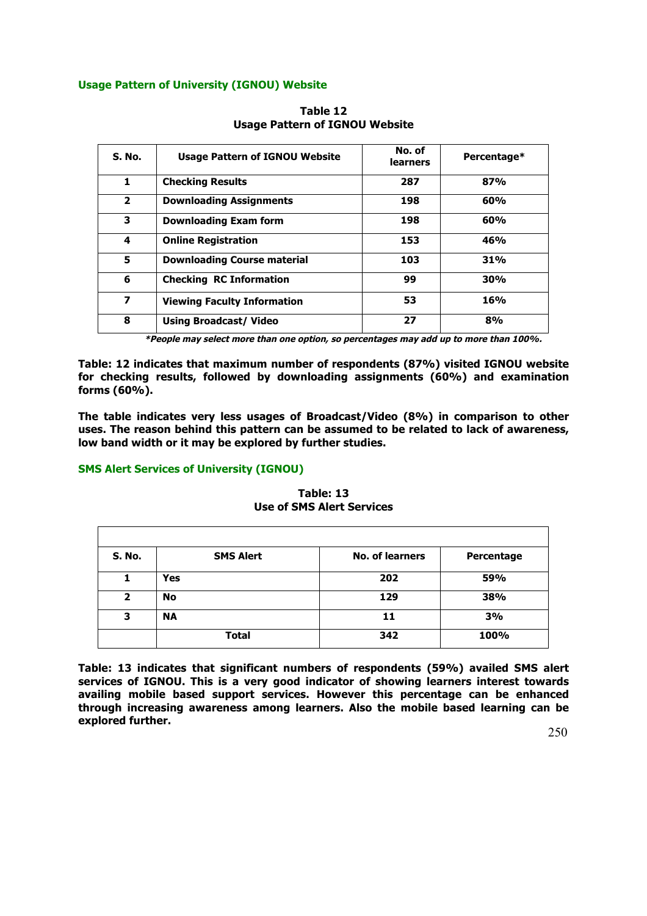### Usage Pattern of University (IGNOU) Website

**Table 12**
**Usage Pattern of IGNOU Website**

| S. No. | Usage Pattern of IGNOU Website | No. of learners | Percentage* |
|---|---|---|---|
| 1 | Checking Results | 287 | 87% |
| 2 | Downloading Assignments | 198 | 60% |
| 3 | Downloading Exam form | 198 | 60% |
| 4 | Online Registration | 153 | 46% |
| 5 | Downloading Course material | 103 | 31% |
| 6 | Checking RC Information | 99 | 30% |
| 7 | Viewing Faculty Information | 53 | 16% |
| 8 | Using Broadcast/ Video | 27 | 8% |

****People may select more than one option, so percentages may add up to more than 100%.***

**Table: 12 indicates that maximum number of respondents (87%) visited IGNOU website for checking results, followed by downloading assignments (60%) and examination forms (60%).**

**The table indicates very less usages of Broadcast/Video (8%) in comparison to other uses. The reason behind this pattern can be assumed to be related to lack of awareness, low band width or it may be explored by further studies.**

### SMS Alert Services of University (IGNOU)

**Table: 13**
**Use of SMS Alert Services**

| S. No. | SMS Alert | No. of learners | Percentage |
|---|---|---|---|
| 1 | Yes | 202 | 59% |
| 2 | No | 129 | 38% |
| 3 | NA | 11 | 3% |
| | Total | 342 | 100% |

**Table: 13 indicates that significant numbers of respondents (59%) availed SMS alert services of IGNOU. This is a very good indicator of showing learners interest towards availing mobile based support services. However this percentage can be enhanced through increasing awareness among learners. Also the mobile based learning can be explored further.**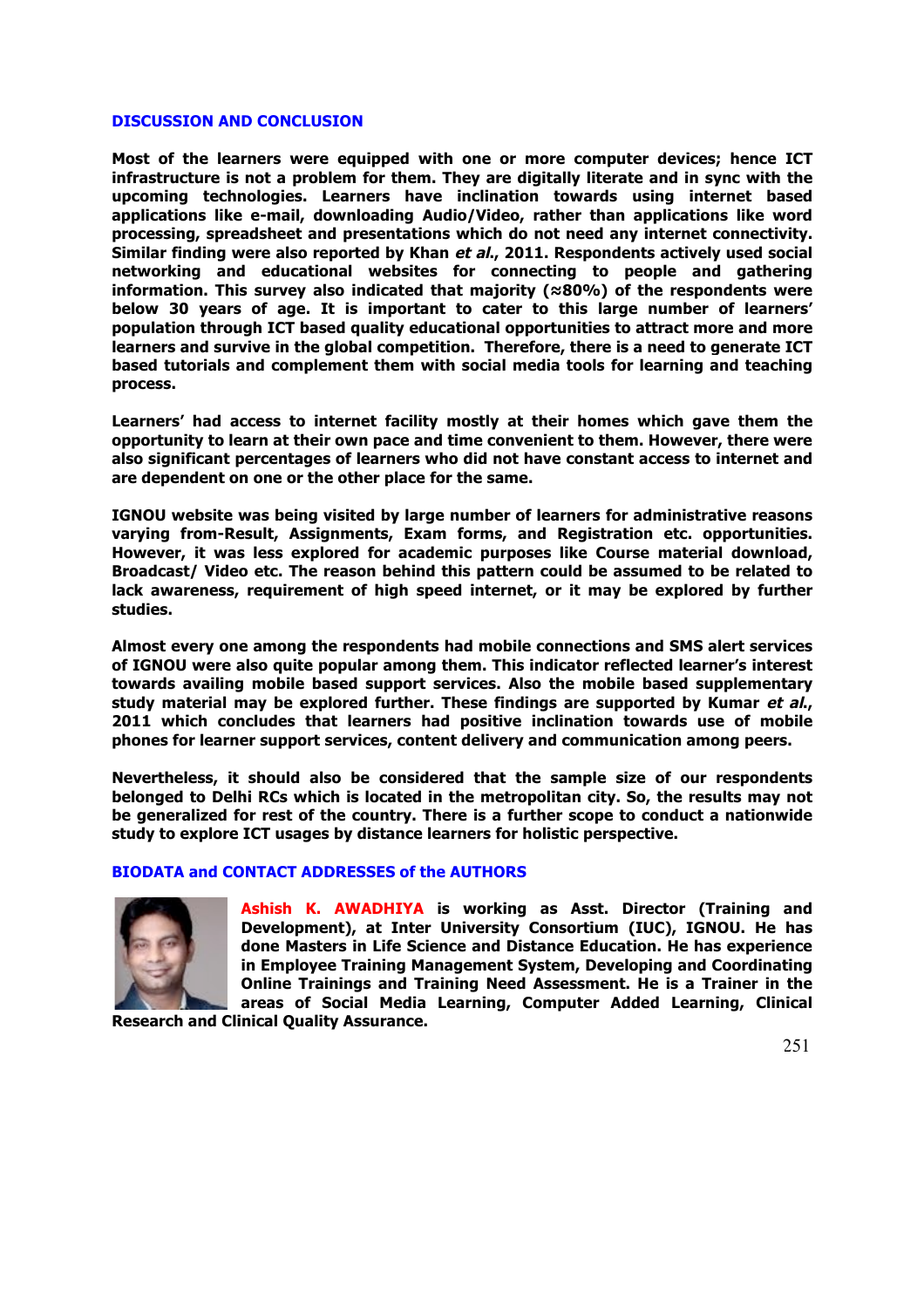## DISCUSSION AND CONCLUSION

**Most of the learners were equipped with one or more computer devices; hence ICT infrastructure is not a problem for them. They are digitally literate and in sync with the upcoming technologies. Learners have inclination towards using internet based applications like e-mail, downloading Audio/Video, rather than applications like word processing, spreadsheet and presentations which do not need any internet connectivity. Similar finding were also reported by Khan *et al.*, 2011. Respondents actively used social networking and educational websites for connecting to people and gathering information. This survey also indicated that majority (≈80%) of the respondents were below 30 years of age. It is important to cater to this large number of learners' population through ICT based quality educational opportunities to attract more and more learners and survive in the global competition. Therefore, there is a need to generate ICT based tutorials and complement them with social media tools for learning and teaching process.**

**Learners' had access to internet facility mostly at their homes which gave them the opportunity to learn at their own pace and time convenient to them. However, there were also significant percentages of learners who did not have constant access to internet and are dependent on one or the other place for the same.**

**IGNOU website was being visited by large number of learners for administrative reasons varying from-Result, Assignments, Exam forms, and Registration etc. opportunities. However, it was less explored for academic purposes like Course material download, Broadcast/ Video etc. The reason behind this pattern could be assumed to be related to lack awareness, requirement of high speed internet, or it may be explored by further studies.**

**Almost every one among the respondents had mobile connections and SMS alert services of IGNOU were also quite popular among them. This indicator reflected learner's interest towards availing mobile based support services. Also the mobile based supplementary study material may be explored further. These findings are supported by Kumar *et al.*, 2011 which concludes that learners had positive inclination towards use of mobile phones for learner support services, content delivery and communication among peers.**

**Nevertheless, it should also be considered that the sample size of our respondents belonged to Delhi RCs which is located in the metropolitan city. So, the results may not be generalized for rest of the country. There is a further scope to conduct a nationwide study to explore ICT usages by distance learners for holistic perspective.**

## BIODATA and CONTACT ADDRESSES of the AUTHORS

**Ashish K. AWADHIYA is working as Asst. Director (Training and Development), at Inter University Consortium (IUC), IGNOU. He has done Masters in Life Science and Distance Education. He has experience in Employee Training Management System, Developing and Coordinating Online Trainings and Training Need Assessment. He is a Trainer in the areas of Social Media Learning, Computer Added Learning, Clinical Research and Clinical Quality Assurance.**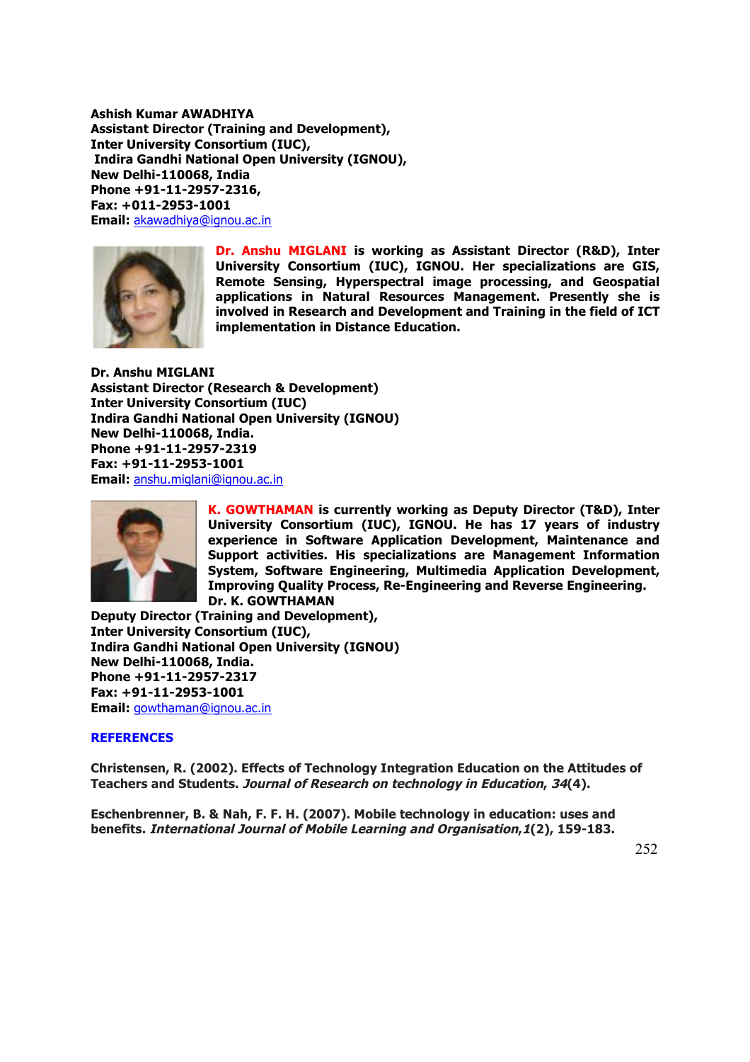**Ashish Kumar AWADHIYA**
**Assistant Director (Training and Development),**
**Inter University Consortium (IUC),**
**Indira Gandhi National Open University (IGNOU),**
**New Delhi-110068, India**
**Phone +91-11-2957-2316,**
**Fax: +011-2953-1001**
**Email:** akawadhiya@ignou.ac.in

**Dr. Anshu MIGLANI is working as Assistant Director (R&D), Inter University Consortium (IUC), IGNOU. Her specializations are GIS, Remote Sensing, Hyperspectral image processing, and Geospatial applications in Natural Resources Management. Presently she is involved in Research and Development and Training in the field of ICT implementation in Distance Education.**

**Dr. Anshu MIGLANI**
**Assistant Director (Research & Development)**
**Inter University Consortium (IUC)**
**Indira Gandhi National Open University (IGNOU)**
**New Delhi-110068, India.**
**Phone +91-11-2957-2319**
**Fax: +91-11-2953-1001**
**Email:** anshu.miglani@ignou.ac.in

**K. GOWTHAMAN is currently working as Deputy Director (T&D), Inter University Consortium (IUC), IGNOU. He has 17 years of industry experience in Software Application Development, Maintenance and Support activities. His specializations are Management Information System, Software Engineering, Multimedia Application Development, Improving Quality Process, Re-Engineering and Reverse Engineering.**

**Dr. K. GOWTHAMAN**
**Deputy Director (Training and Development),**
**Inter University Consortium (IUC),**
**Indira Gandhi National Open University (IGNOU)**
**New Delhi-110068, India.**
**Phone +91-11-2957-2317**
**Fax: +91-11-2953-1001**
**Email:** gowthaman@ignou.ac.in

## REFERENCES

**Christensen, R. (2002). Effects of Technology Integration Education on the Attitudes of Teachers and Students. *Journal of Research on technology in Education*, *34*(4).**

**Eschenbrenner, B. & Nah, F. F. H. (2007). Mobile technology in education: uses and benefits. *International Journal of Mobile Learning and Organisation*,*1*(2), 159-183.**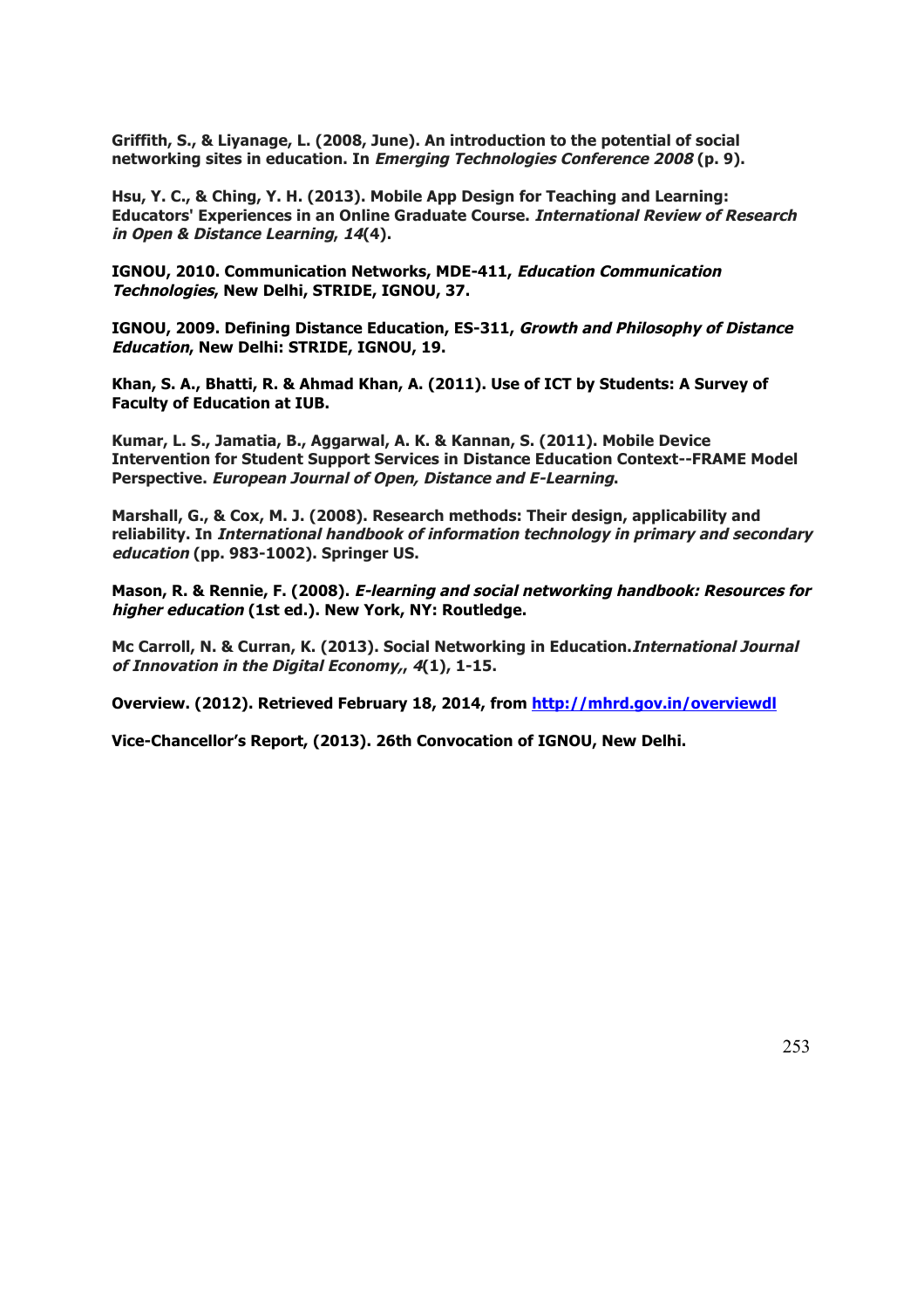**Griffith, S., & Liyanage, L. (2008, June). An introduction to the potential of social networking sites in education. In *Emerging Technologies Conference 2008* (p. 9).**

**Hsu, Y. C., & Ching, Y. H. (2013). Mobile App Design for Teaching and Learning: Educators' Experiences in an Online Graduate Course. *International Review of Research in Open & Distance Learning*, *14*(4).**

**IGNOU, 2010. Communication Networks, MDE-411, *Education Communication Technologies*, New Delhi, STRIDE, IGNOU, 37.**

**IGNOU, 2009. Defining Distance Education, ES-311, *Growth and Philosophy of Distance Education*, New Delhi: STRIDE, IGNOU, 19.**

**Khan, S. A., Bhatti, R. & Ahmad Khan, A. (2011). Use of ICT by Students: A Survey of Faculty of Education at IUB.**

**Kumar, L. S., Jamatia, B., Aggarwal, A. K. & Kannan, S. (2011). Mobile Device Intervention for Student Support Services in Distance Education Context--FRAME Model Perspective. *European Journal of Open, Distance and E-Learning*.**

**Marshall, G., & Cox, M. J. (2008). Research methods: Their design, applicability and reliability. In *International handbook of information technology in primary and secondary education* (pp. 983-1002). Springer US.**

**Mason, R. & Rennie, F. (2008). *E-learning and social networking handbook: Resources for higher education* (1st ed.). New York, NY: Routledge.**

**Mc Carroll, N. & Curran, K. (2013). Social Networking in Education.*International Journal of Innovation in the Digital Economy,*, *4*(1), 1-15.**

**Overview. (2012). Retrieved February 18, 2014, from http://mhrd.gov.in/overviewdl**

**Vice-Chancellor's Report, (2013). 26th Convocation of IGNOU, New Delhi.**